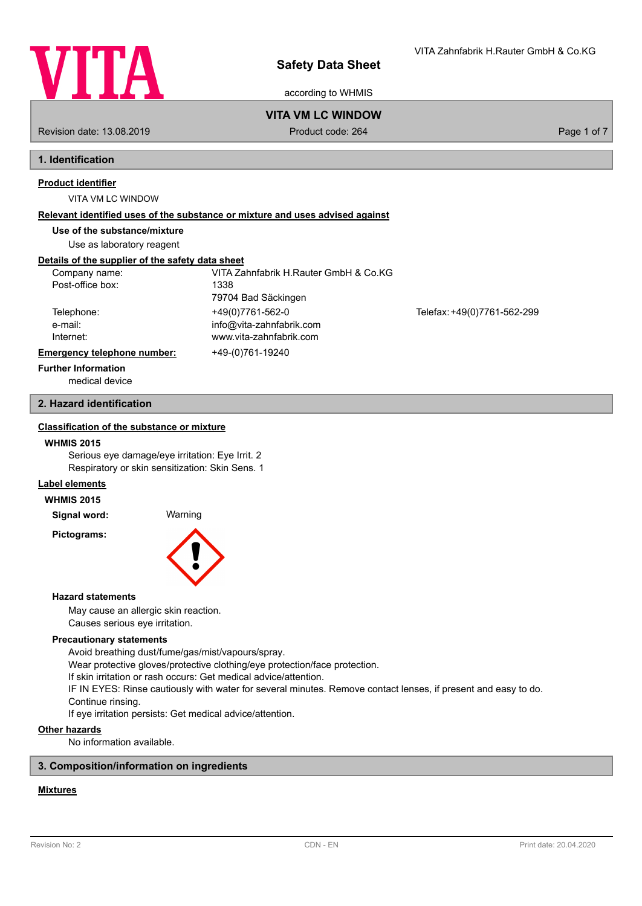# Safety Data Sheet

according to WHMIS

**VITA VM LC WINDOW**

Revision date: 13.08.2019 | Product code: 264

## 1. Identification

**Product identifier**

VITA VM LC WINDOW

**Relevant identified uses of the substance or mixture and uses advised against**

**Use of the substance/mixture**

Use as laboratory reagent

**Details of the supplier of the safety data sheet**

| | | |
|---|---|---|
| Company name: | VITA Zahnfabrik H.Rauter GmbH & Co.KG | |
| Post-office box: | 1338 | |
| | 79704 Bad Säckingen | |
| Telephone: | +49(0)7761-562-0 | Telefax: +49(0)7761-562-299 |
| e-mail: | info@vita-zahnfabrik.com | |
| Internet: | www.vita-zahnfabrik.com | |

**Emergency telephone number:** +49-(0)761-19240

**Further Information**

medical device

## 2. Hazard identification

**Classification of the substance or mixture**

**WHMIS 2015**

Serious eye damage/eye irritation: Eye Irrit. 2
Respiratory or skin sensitization: Skin Sens. 1

**Label elements**

**WHMIS 2015**

**Signal word:** Warning

**Pictograms:**

**Hazard statements**

May cause an allergic skin reaction.
Causes serious eye irritation.

**Precautionary statements**

Avoid breathing dust/fume/gas/mist/vapours/spray.
Wear protective gloves/protective clothing/eye protection/face protection.
If skin irritation or rash occurs: Get medical advice/attention.
IF IN EYES: Rinse cautiously with water for several minutes. Remove contact lenses, if present and easy to do. Continue rinsing.
If eye irritation persists: Get medical advice/attention.

**Other hazards**

No information available.

## 3. Composition/information on ingredients

**Mixtures**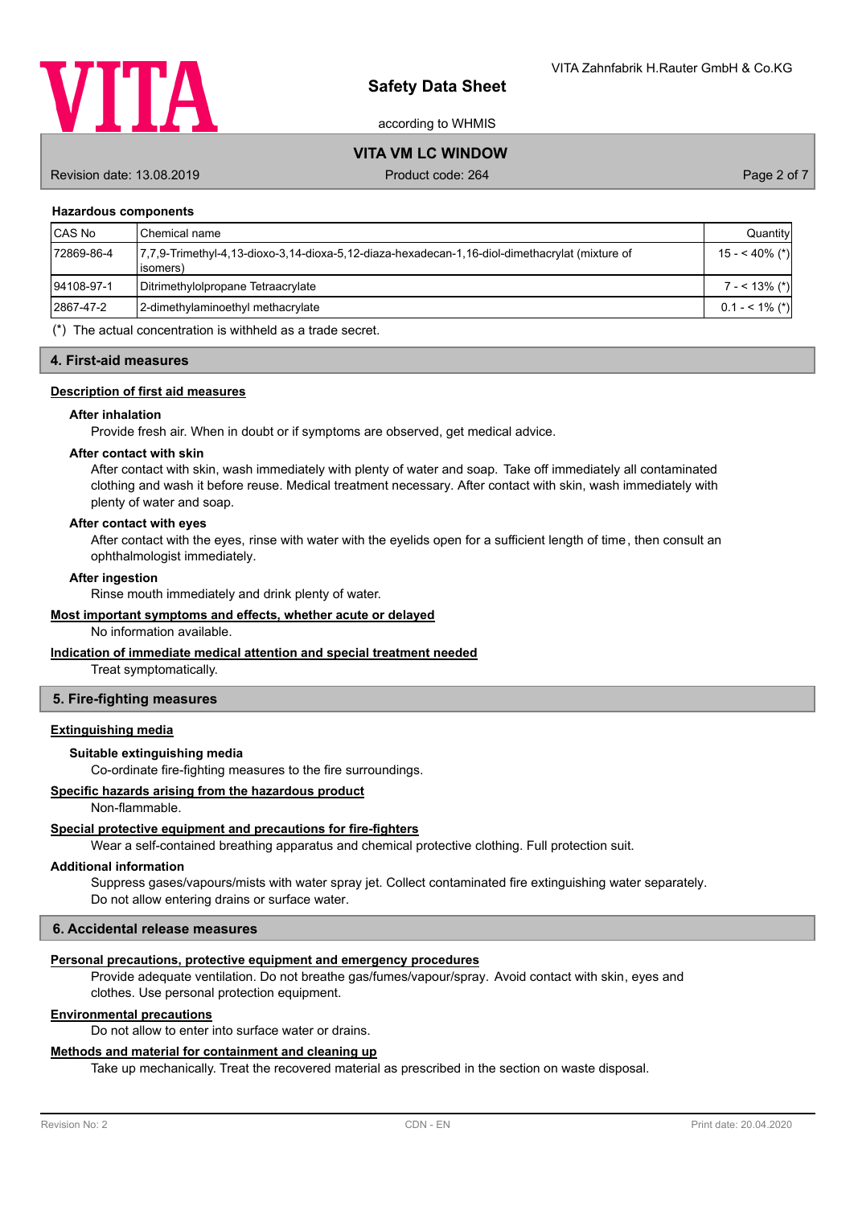### Hazardous components

| CAS No | Chemical name | Quantity |
|---|---|---|
| 72869-86-4 | 7,7,9-Trimethyl-4,13-dioxo-3,14-dioxa-5,12-diaza-hexadecan-1,16-diol-dimethacrylat (mixture of isomers) | 15 - < 40% (*) |
| 94108-97-1 | Ditrimethylolpropane Tetraacrylate | 7 - < 13% (*) |
| 2867-47-2 | 2-dimethylaminoethyl methacrylate | 0.1 - < 1% (*) |

(*) The actual concentration is withheld as a trade secret.

## 4. First-aid measures

**Description of first aid measures**

**After inhalation**

Provide fresh air. When in doubt or if symptoms are observed, get medical advice.

**After contact with skin**

After contact with skin, wash immediately with plenty of water and soap. Take off immediately all contaminated clothing and wash it before reuse. Medical treatment necessary. After contact with skin, wash immediately with plenty of water and soap.

**After contact with eyes**

After contact with the eyes, rinse with water with the eyelids open for a sufficient length of time, then consult an ophthalmologist immediately.

**After ingestion**

Rinse mouth immediately and drink plenty of water.

**Most important symptoms and effects, whether acute or delayed**

No information available.

**Indication of immediate medical attention and special treatment needed**

Treat symptomatically.

## 5. Fire-fighting measures

**Extinguishing media**

**Suitable extinguishing media**

Co-ordinate fire-fighting measures to the fire surroundings.

**Specific hazards arising from the hazardous product**

Non-flammable.

**Special protective equipment and precautions for fire-fighters**

Wear a self-contained breathing apparatus and chemical protective clothing. Full protection suit.

**Additional information**

Suppress gases/vapours/mists with water spray jet. Collect contaminated fire extinguishing water separately. Do not allow entering drains or surface water.

## 6. Accidental release measures

**Personal precautions, protective equipment and emergency procedures**

Provide adequate ventilation. Do not breathe gas/fumes/vapour/spray. Avoid contact with skin, eyes and clothes. Use personal protection equipment.

**Environmental precautions**

Do not allow to enter into surface water or drains.

**Methods and material for containment and cleaning up**

Take up mechanically. Treat the recovered material as prescribed in the section on waste disposal.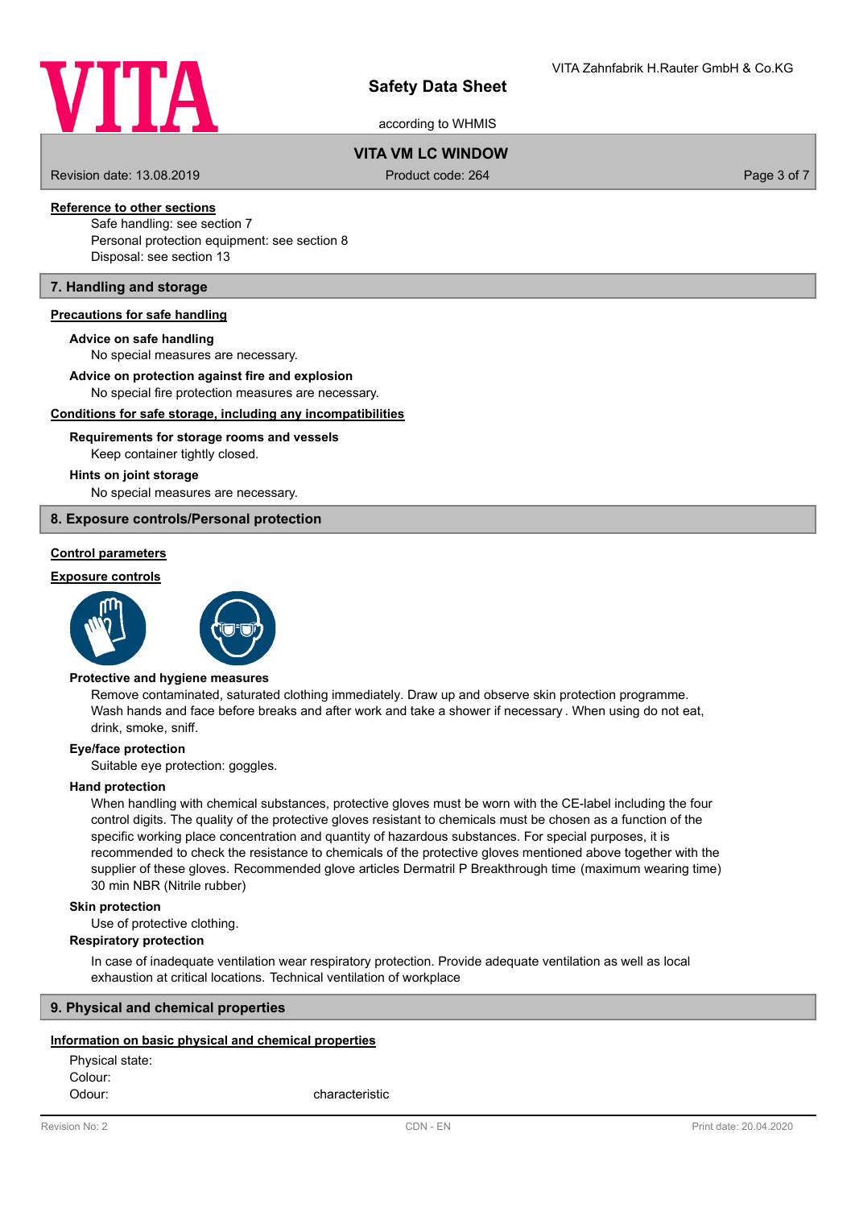#### Reference to other sections

Safe handling: see section 7
Personal protection equipment: see section 8
Disposal: see section 13

## 7. Handling and storage

#### Precautions for safe handling

**Advice on safe handling**

No special measures are necessary.

**Advice on protection against fire and explosion**

No special fire protection measures are necessary.

#### Conditions for safe storage, including any incompatibilities

**Requirements for storage rooms and vessels**

Keep container tightly closed.

**Hints on joint storage**

No special measures are necessary.

## 8. Exposure controls/Personal protection

#### Control parameters

#### Exposure controls

**Protective and hygiene measures**

Remove contaminated, saturated clothing immediately. Draw up and observe skin protection programme. Wash hands and face before breaks and after work and take a shower if necessary . When using do not eat, drink, smoke, sniff.

**Eye/face protection**

Suitable eye protection: goggles.

**Hand protection**

When handling with chemical substances, protective gloves must be worn with the CE-label including the four control digits. The quality of the protective gloves resistant to chemicals must be chosen as a function of the specific working place concentration and quantity of hazardous substances. For special purposes, it is recommended to check the resistance to chemicals of the protective gloves mentioned above together with the supplier of these gloves. Recommended glove articles Dermatril P Breakthrough time (maximum wearing time) 30 min NBR (Nitrile rubber)

**Skin protection**

Use of protective clothing.

**Respiratory protection**

In case of inadequate ventilation wear respiratory protection. Provide adequate ventilation as well as local exhaustion at critical locations. Technical ventilation of workplace

## 9. Physical and chemical properties

#### Information on basic physical and chemical properties

| | |
|---|---|
| Physical state: | |
| Colour: | |
| Odour: | characteristic |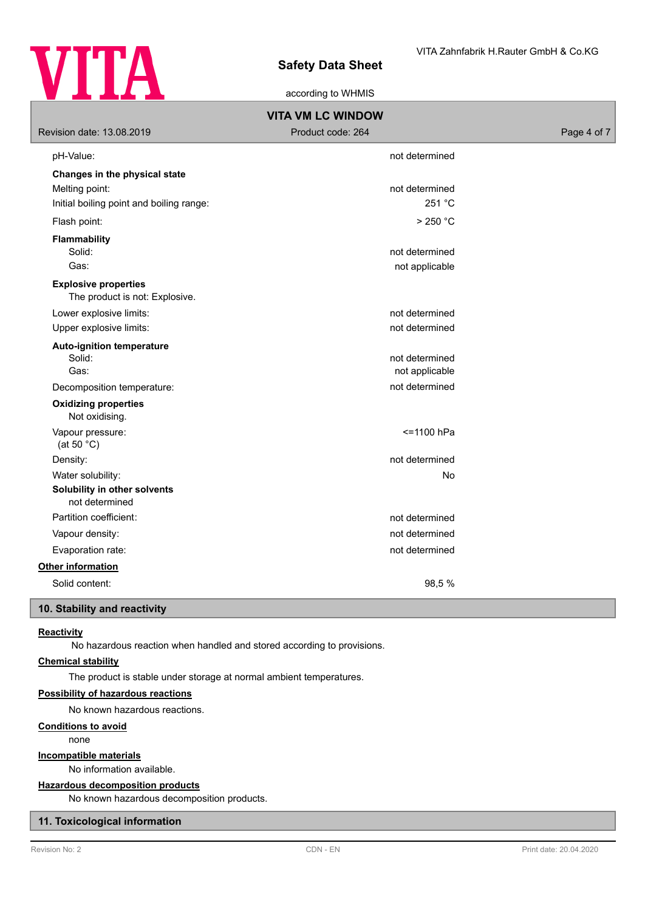| | |
|---|---|
| pH-Value: | not determined |
| **Changes in the physical state** | |
| Melting point: | not determined |
| Initial boiling point and boiling range: | 251 °C |
| Flash point: | > 250 °C |
| **Flammability** | |
| Solid: | not determined |
| Gas: | not applicable |

**Explosive properties**

The product is not: Explosive.

| | |
|---|---|
| Lower explosive limits: | not determined |
| Upper explosive limits: | not determined |
| **Auto-ignition temperature** | |
| Solid: | not determined |
| Gas: | not applicable |
| Decomposition temperature: | not determined |

**Oxidizing properties**

Not oxidising.

| | |
|---|---|
| Vapour pressure: (at 50 °C) | <=1100 hPa |
| Density: | not determined |
| Water solubility: | No |

**Solubility in other solvents**

not determined

| | |
|---|---|
| Partition coefficient: | not determined |
| Vapour density: | not determined |
| Evaporation rate: | not determined |

**Other information**

| | |
|---|---|
| Solid content: | 98,5 % |

## 10. Stability and reactivity

**Reactivity**

No hazardous reaction when handled and stored according to provisions.

**Chemical stability**

The product is stable under storage at normal ambient temperatures.

**Possibility of hazardous reactions**

No known hazardous reactions.

**Conditions to avoid**

none

**Incompatible materials**

No information available.

**Hazardous decomposition products**

No known hazardous decomposition products.

## 11. Toxicological information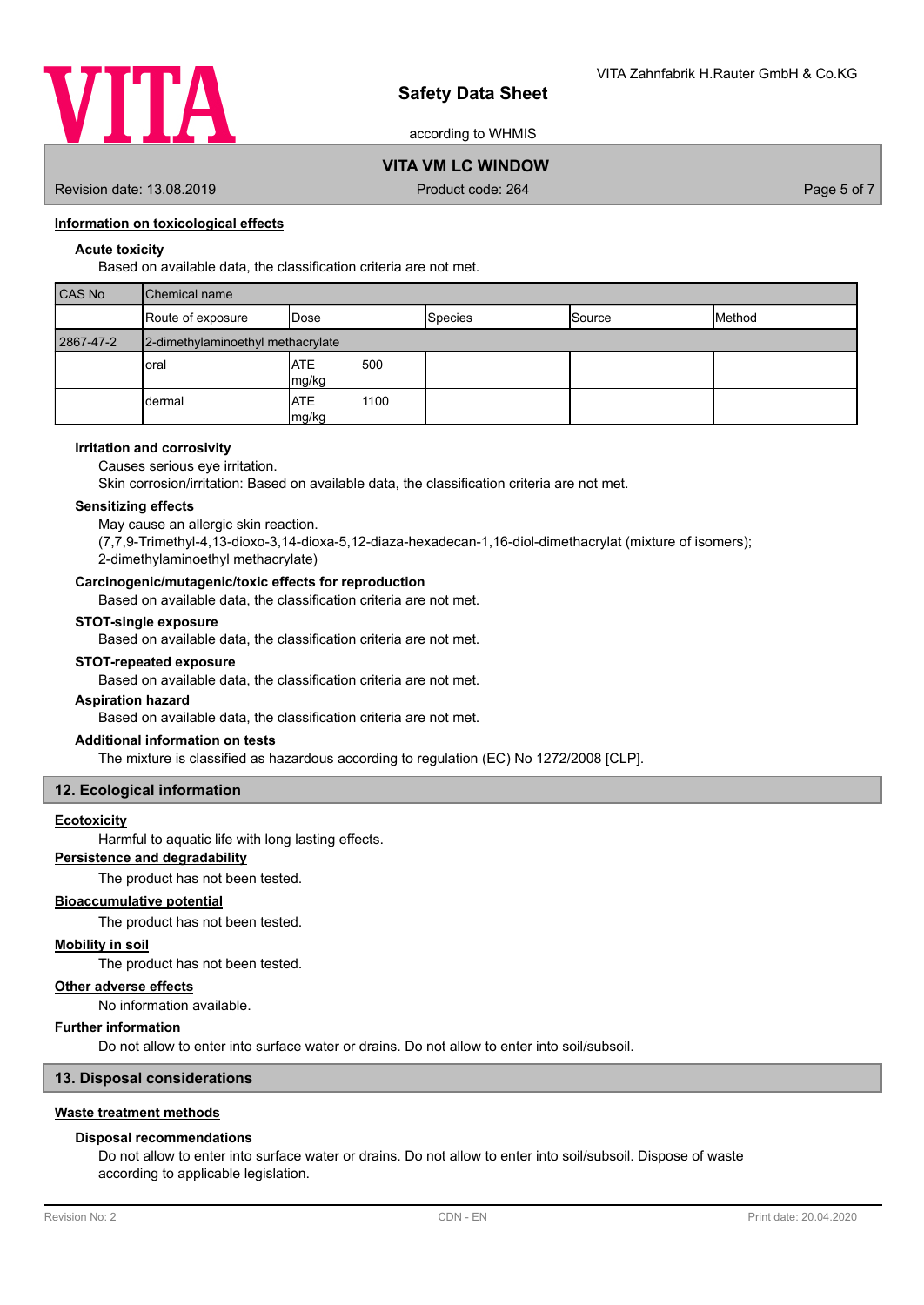#### Information on toxicological effects

**Acute toxicity**

Based on available data, the classification criteria are not met.

| CAS No | Chemical name | | | | |
|---|---|---|---|---|---|
| | Route of exposure | Dose | Species | Source | Method |
| 2867-47-2 | 2-dimethylaminoethyl methacrylate | | | | |
| | oral | ATE 500 mg/kg | | | |
| | dermal | ATE 1100 mg/kg | | | |

**Irritation and corrosivity**

Causes serious eye irritation.

Skin corrosion/irritation: Based on available data, the classification criteria are not met.

**Sensitizing effects**

May cause an allergic skin reaction.
(7,7,9-Trimethyl-4,13-dioxo-3,14-dioxa-5,12-diaza-hexadecan-1,16-diol-dimethacrylat (mixture of isomers); 2-dimethylaminoethyl methacrylate)

**Carcinogenic/mutagenic/toxic effects for reproduction**

Based on available data, the classification criteria are not met.

**STOT-single exposure**

Based on available data, the classification criteria are not met.

**STOT-repeated exposure**

Based on available data, the classification criteria are not met.

**Aspiration hazard**

Based on available data, the classification criteria are not met.

**Additional information on tests**

The mixture is classified as hazardous according to regulation (EC) No 1272/2008 [CLP].

## 12. Ecological information

#### Ecotoxicity

Harmful to aquatic life with long lasting effects.

#### Persistence and degradability

The product has not been tested.

#### Bioaccumulative potential

The product has not been tested.

#### Mobility in soil

The product has not been tested.

#### Other adverse effects

No information available.

**Further information**

Do not allow to enter into surface water or drains. Do not allow to enter into soil/subsoil.

## 13. Disposal considerations

#### Waste treatment methods

**Disposal recommendations**

Do not allow to enter into surface water or drains. Do not allow to enter into soil/subsoil. Dispose of waste according to applicable legislation.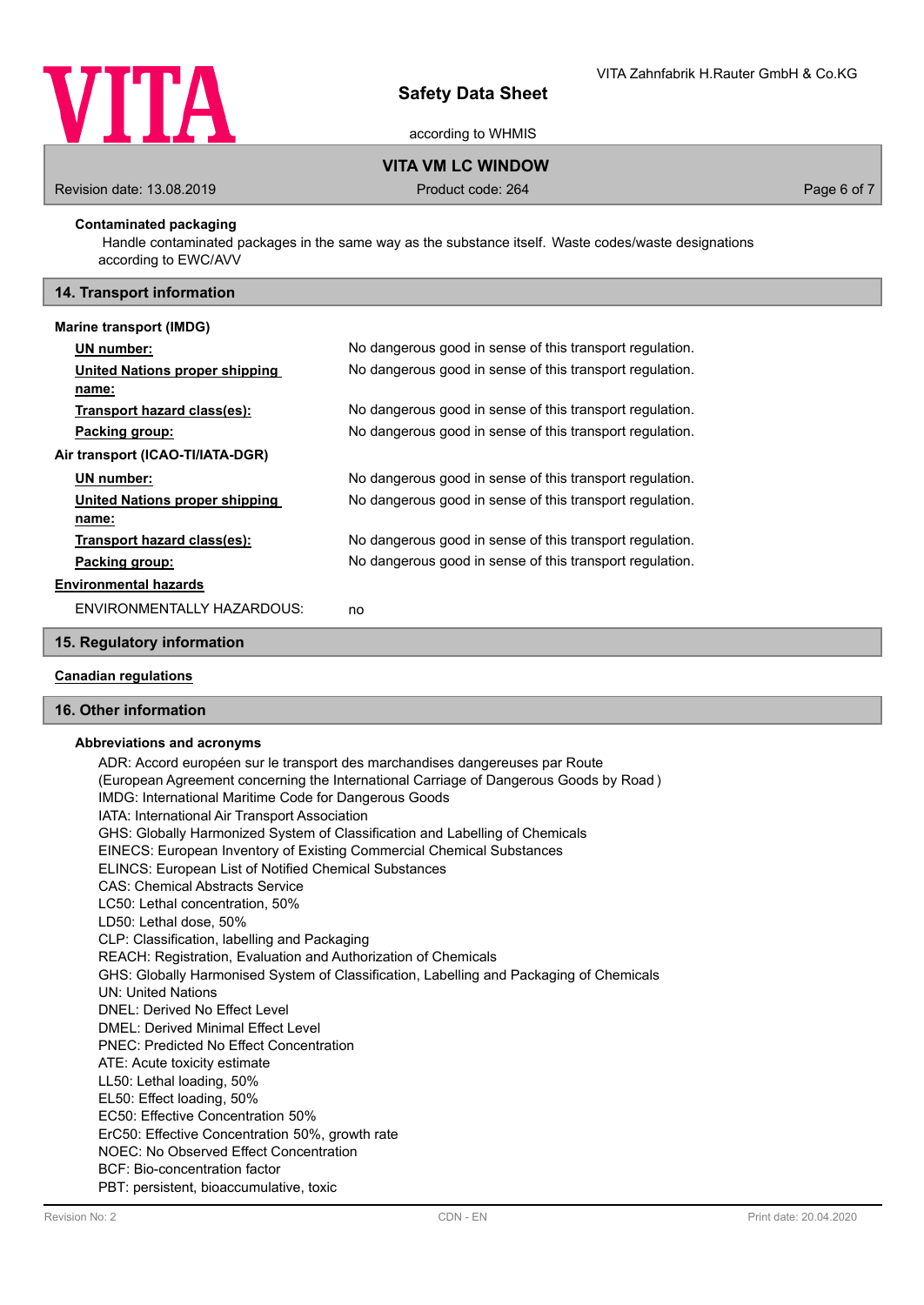**Contaminated packaging**

Handle contaminated packages in the same way as the substance itself. Waste codes/waste designations according to EWC/AVV

## 14. Transport information

**Marine transport (IMDG)**

| | |
|---|---|
| **UN number:** | No dangerous good in sense of this transport regulation. |
| **United Nations proper shipping name:** | No dangerous good in sense of this transport regulation. |
| **Transport hazard class(es):** | No dangerous good in sense of this transport regulation. |
| **Packing group:** | No dangerous good in sense of this transport regulation. |

**Air transport (ICAO-TI/IATA-DGR)**

| | |
|---|---|
| **UN number:** | No dangerous good in sense of this transport regulation. |
| **United Nations proper shipping name:** | No dangerous good in sense of this transport regulation. |
| **Transport hazard class(es):** | No dangerous good in sense of this transport regulation. |
| **Packing group:** | No dangerous good in sense of this transport regulation. |

**Environmental hazards**

| | |
|---|---|
| ENVIRONMENTALLY HAZARDOUS: | no |

## 15. Regulatory information

**Canadian regulations**

## 16. Other information

**Abbreviations and acronyms**

ADR: Accord européen sur le transport des marchandises dangereuses par Route
(European Agreement concerning the International Carriage of Dangerous Goods by Road )
IMDG: International Maritime Code for Dangerous Goods
IATA: International Air Transport Association
GHS: Globally Harmonized System of Classification and Labelling of Chemicals
EINECS: European Inventory of Existing Commercial Chemical Substances
ELINCS: European List of Notified Chemical Substances
CAS: Chemical Abstracts Service
LC50: Lethal concentration, 50%
LD50: Lethal dose, 50%
CLP: Classification, labelling and Packaging
REACH: Registration, Evaluation and Authorization of Chemicals
GHS: Globally Harmonised System of Classification, Labelling and Packaging of Chemicals
UN: United Nations
DNEL: Derived No Effect Level
DMEL: Derived Minimal Effect Level
PNEC: Predicted No Effect Concentration
ATE: Acute toxicity estimate
LL50: Lethal loading, 50%
EL50: Effect loading, 50%
EC50: Effective Concentration 50%
ErC50: Effective Concentration 50%, growth rate
NOEC: No Observed Effect Concentration
BCF: Bio-concentration factor
PBT: persistent, bioaccumulative, toxic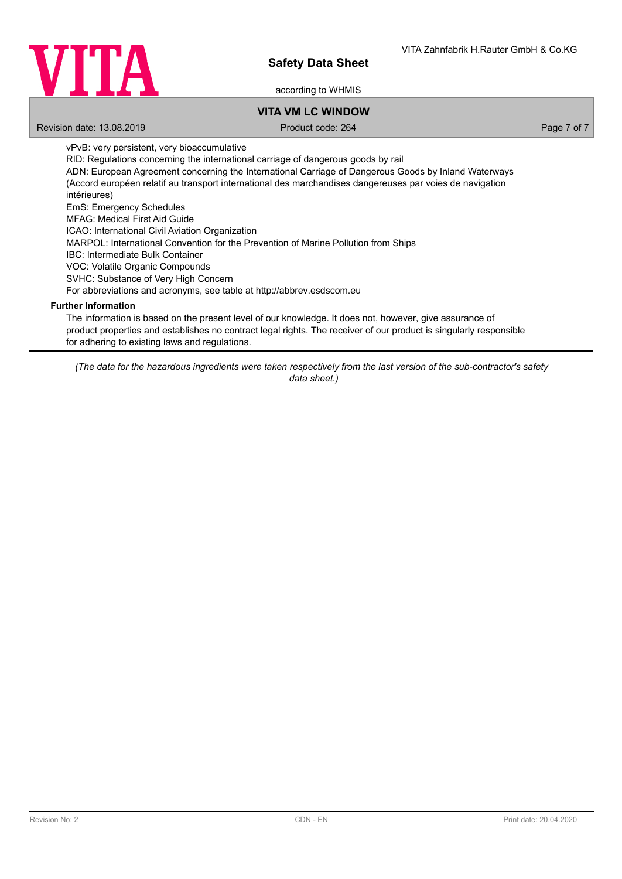vPvB: very persistent, very bioaccumulative
RID: Regulations concerning the international carriage of dangerous goods by rail
ADN: European Agreement concerning the International Carriage of Dangerous Goods by Inland Waterways (Accord européen relatif au transport international des marchandises dangereuses par voies de navigation intérieures)
EmS: Emergency Schedules
MFAG: Medical First Aid Guide
ICAO: International Civil Aviation Organization
MARPOL: International Convention for the Prevention of Marine Pollution from Ships
IBC: Intermediate Bulk Container
VOC: Volatile Organic Compounds
SVHC: Substance of Very High Concern
For abbreviations and acronyms, see table at http://abbrev.esdscom.eu

**Further Information**

The information is based on the present level of our knowledge. It does not, however, give assurance of product properties and establishes no contract legal rights. The receiver of our product is singularly responsible for adhering to existing laws and regulations.

---

*(The data for the hazardous ingredients were taken respectively from the last version of the sub-contractor's safety data sheet.)*